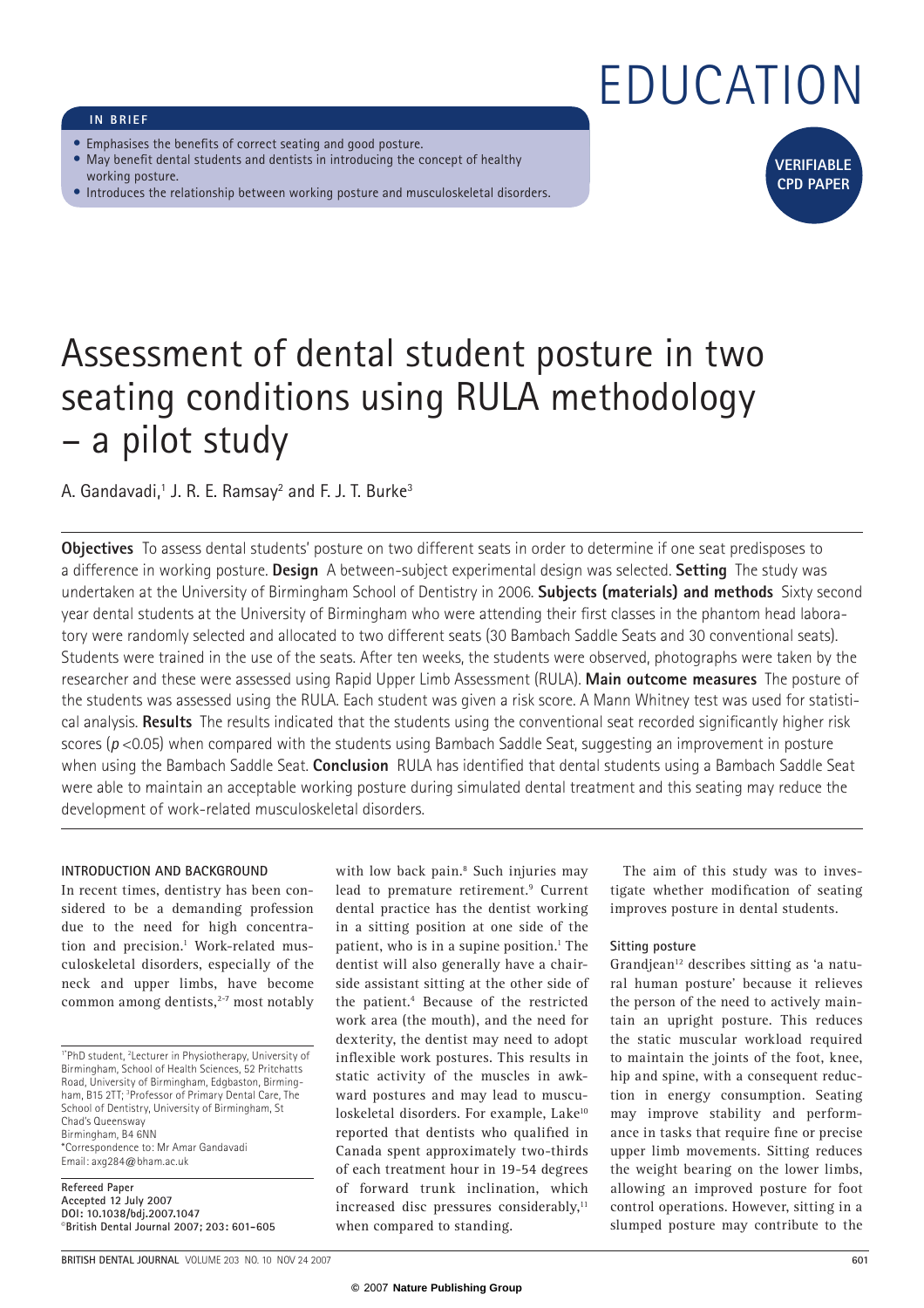# EDUCATION

**IN BRIEF**

- Emphasises the benefits of correct seating and good posture.
- May benefit dental students and dentists in introducing the concept of healthy working posture.
- Introduces the relationship between working posture and musculoskeletal disorders.

**VERIFIABLE CPD PAPER**

# Assessment of dental student posture in two seating conditions using RULA methodology – a pilot study

A. Gandavadi,[1] J. R. E. Ramsay[2] and F. J. T. Burke[3]

**Objectives** To assess dental students' posture on two different seats in order to determine if one seat predisposes to a difference in working posture. **Design** A between-subject experimental design was selected. **Setting** The study was undertaken at the University of Birmingham School of Dentistry in 2006. **Subjects (materials) and methods** Sixty second year dental students at the University of Birmingham who were attending their first classes in the phantom head laboratory were randomly selected and allocated to two different seats (30 Bambach Saddle Seats and 30 conventional seats). Students were trained in the use of the seats. After ten weeks, the students were observed, photographs were taken by the researcher and these were assessed using Rapid Upper Limb Assessment (RULA). **Main outcome measures** The posture of the students was assessed using the RULA. Each student was given a risk score. A Mann Whitney test was used for statistical analysis. **Results** The results indicated that the students using the conventional seat recorded significantly higher risk scores ($p < 0.05$) when compared with the students using Bambach Saddle Seat, suggesting an improvement in posture when using the Bambach Saddle Seat. **Conclusion** RULA has identified that dental students using a Bambach Saddle Seat were able to maintain an acceptable working posture during simulated dental treatment and this seating may reduce the development of work-related musculoskeletal disorders.

## INTRODUCTION AND BACKGROUND

In recent times, dentistry has been considered to be a demanding profession due to the need for high concentration and precision.[1] Work-related musculoskeletal disorders, especially of the neck and upper limbs, have become common among dentists,[2-7] most notably with low back pain.[8] Such injuries may lead to premature retirement.[9] Current dental practice has the dentist working in a sitting position at one side of the patient, who is in a supine position.[1] The dentist will also generally have a chairside assistant sitting at the other side of the patient.[4] Because of the restricted work area (the mouth), and the need for dexterity, the dentist may need to adopt inflexible work postures. This results in static activity of the muscles in awkward postures and may lead to musculoskeletal disorders. For example, Lake[10] reported that dentists who qualified in Canada spent approximately two-thirds of each treatment hour in 19-54 degrees of forward trunk inclination, which increased disc pressures considerably,[11] when compared to standing.

The aim of this study was to investigate whether modification of seating improves posture in dental students.

### Sitting posture

Grandjean[12] describes sitting as 'a natural human posture' because it relieves the person of the need to actively maintain an upright posture. This reduces the static muscular workload required to maintain the joints of the foot, knee, hip and spine, with a consequent reduction in energy consumption. Seating may improve stability and performance in tasks that require fine or precise upper limb movements. Sitting reduces the weight bearing on the lower limbs, allowing an improved posture for foot control operations. However, sitting in a slumped posture may contribute to the

[1*]PhD student, [2]Lecturer in Physiotherapy, University of Birmingham, School of Health Sciences, 52 Pritchatts Road, University of Birmingham, Edgbaston, Birmingham, B15 2TT; [3]Professor of Primary Dental Care, The School of Dentistry, University of Birmingham, St Chad's Queensway Birmingham, B4 6NN
*Correspondence to: Mr Amar Gandavadi
Email: axg284@bham.ac.uk

**Refereed Paper**
**Accepted 12 July 2007**
**DOI: 10.1038/bdj.2007.1047**
©**British Dental Journal 2007; 203: 601–605**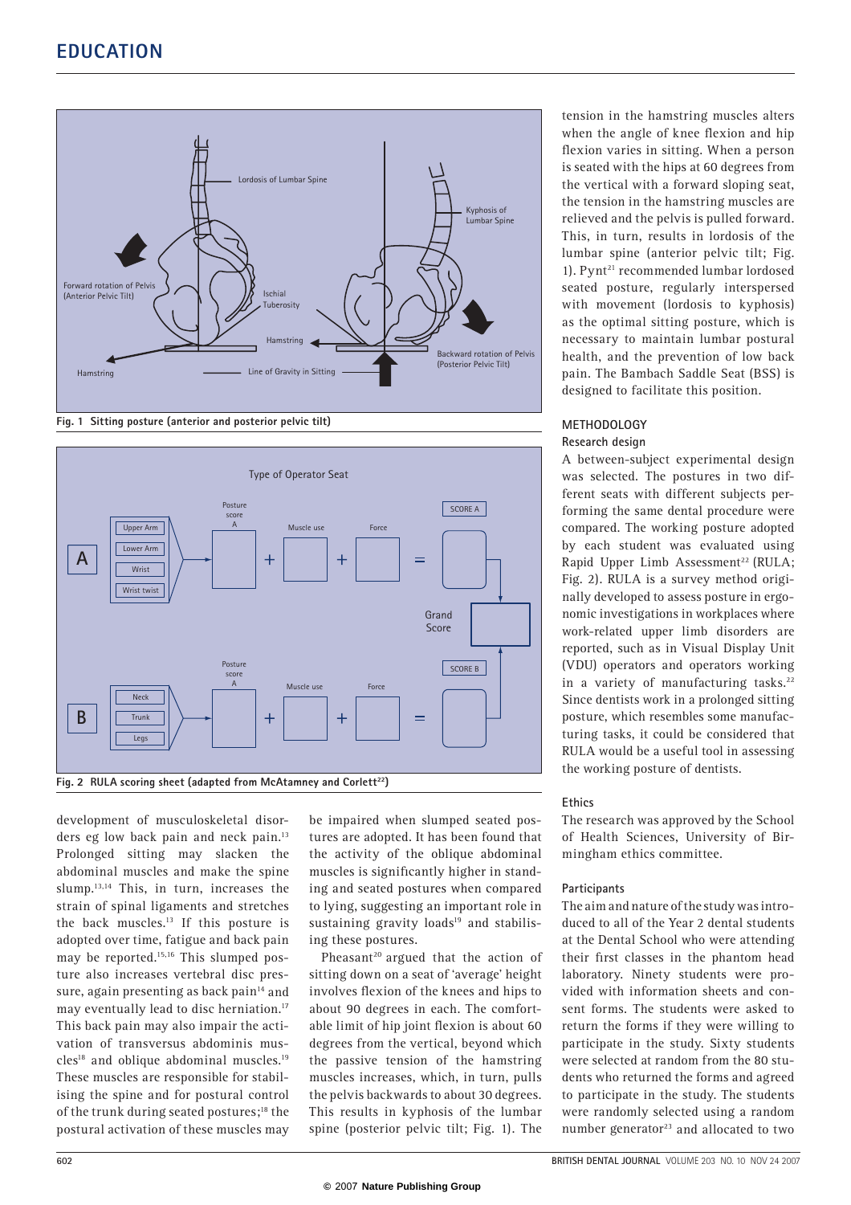Fig. 1 Sitting posture (anterior and posterior pelvic tilt)

Fig. 2 RULA scoring sheet (adapted from McAtamney and Corlett[22])

development of musculoskeletal disorders eg low back pain and neck pain.[13] Prolonged sitting may slacken the abdominal muscles and make the spine slump.[13,14] This, in turn, increases the strain of spinal ligaments and stretches the back muscles.[13] If this posture is adopted over time, fatigue and back pain may be reported.[15,16] This slumped posture also increases vertebral disc pressure, again presenting as back pain[14] and may eventually lead to disc herniation.[17] This back pain may also impair the activation of transversus abdominis muscles[18] and oblique abdominal muscles.[19] These muscles are responsible for stabilising the spine and for postural control of the trunk during seated postures;[18] the postural activation of these muscles may be impaired when slumped seated postures are adopted. It has been found that the activity of the oblique abdominal muscles is significantly higher in standing and seated postures when compared to lying, suggesting an important role in sustaining gravity loads[19] and stabilising these postures.

Pheasant[20] argued that the action of sitting down on a seat of 'average' height involves flexion of the knees and hips to about 90 degrees in each. The comfortable limit of hip joint flexion is about 60 degrees from the vertical, beyond which the passive tension of the hamstring muscles increases, which, in turn, pulls the pelvis backwards to about 30 degrees. This results in kyphosis of the lumbar spine (posterior pelvic tilt; Fig. 1). The tension in the hamstring muscles alters when the angle of knee flexion and hip flexion varies in sitting. When a person is seated with the hips at 60 degrees from the vertical with a forward sloping seat, the tension in the hamstring muscles are relieved and the pelvis is pulled forward. This, in turn, results in lordosis of the lumbar spine (anterior pelvic tilt; Fig. 1). Pynt[21] recommended lumbar lordosed seated posture, regularly interspersed with movement (lordosis to kyphosis) as the optimal sitting posture, which is necessary to maintain lumbar postural health, and the prevention of low back pain. The Bambach Saddle Seat (BSS) is designed to facilitate this position.

## METHODOLOGY

### Research design

A between-subject experimental design was selected. The postures in two different seats with different subjects performing the same dental procedure were compared. The working posture adopted by each student was evaluated using Rapid Upper Limb Assessment[22] (RULA; Fig. 2). RULA is a survey method originally developed to assess posture in ergonomic investigations in workplaces where work-related upper limb disorders are reported, such as in Visual Display Unit (VDU) operators and operators working in a variety of manufacturing tasks.[22] Since dentists work in a prolonged sitting posture, which resembles some manufacturing tasks, it could be considered that RULA would be a useful tool in assessing the working posture of dentists.

### Ethics

The research was approved by the School of Health Sciences, University of Birmingham ethics committee.

### Participants

The aim and nature of the study was introduced to all of the Year 2 dental students at the Dental School who were attending their first classes in the phantom head laboratory. Ninety students were provided with information sheets and consent forms. The students were asked to return the forms if they were willing to participate in the study. Sixty students were selected at random from the 80 students who returned the forms and agreed to participate in the study. The students were randomly selected using a random number generator[23] and allocated to two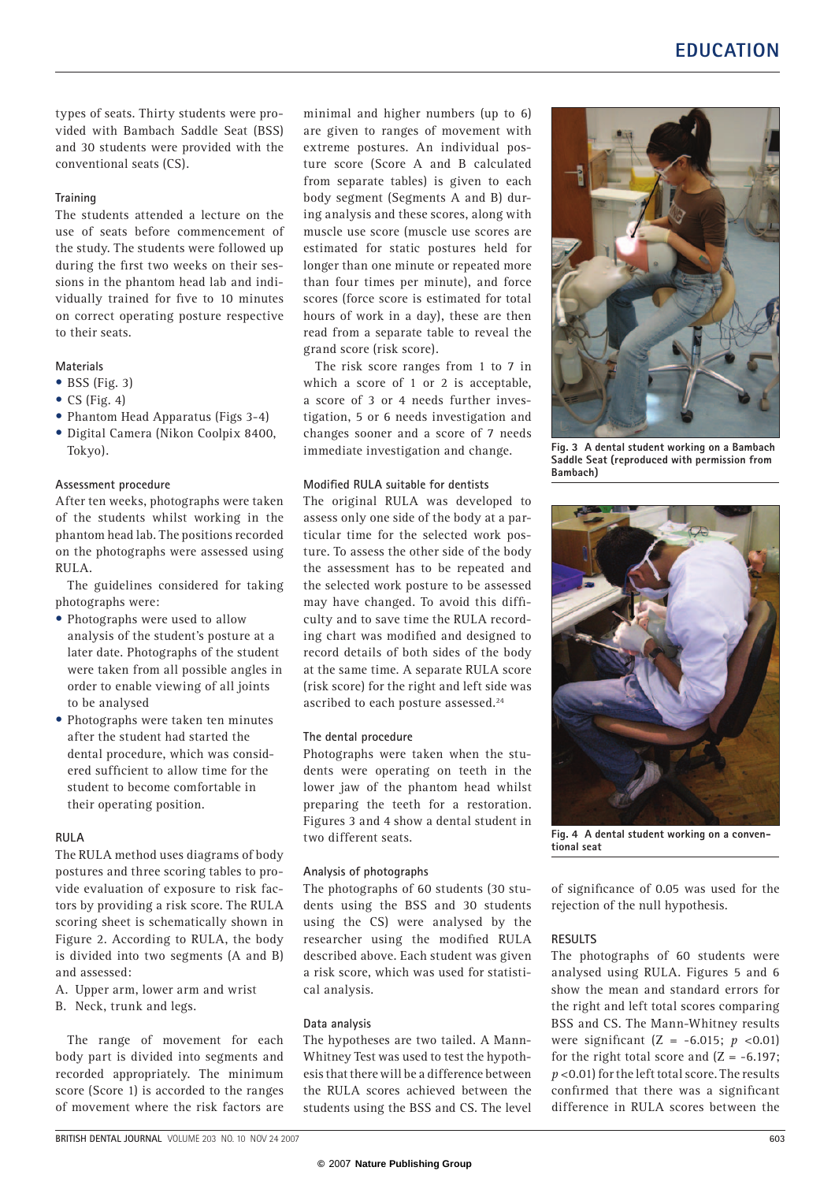types of seats. Thirty students were provided with Bambach Saddle Seat (BSS) and 30 students were provided with the conventional seats (CS).

### Training

The students attended a lecture on the use of seats before commencement of the study. The students were followed up during the first two weeks on their sessions in the phantom head lab and individually trained for five to 10 minutes on correct operating posture respective to their seats.

### Materials

- BSS (Fig. 3)
- CS (Fig. 4)
- Phantom Head Apparatus (Figs 3-4)
- Digital Camera (Nikon Coolpix 8400, Tokyo).

### Assessment procedure

After ten weeks, photographs were taken of the students whilst working in the phantom head lab. The positions recorded on the photographs were assessed using RULA.

The guidelines considered for taking photographs were:

- Photographs were used to allow analysis of the student's posture at a later date. Photographs of the student were taken from all possible angles in order to enable viewing of all joints to be analysed
- Photographs were taken ten minutes after the student had started the dental procedure, which was considered sufficient to allow time for the student to become comfortable in their operating position.

### RULA

The RULA method uses diagrams of body postures and three scoring tables to provide evaluation of exposure to risk factors by providing a risk score. The RULA scoring sheet is schematically shown in Figure 2. According to RULA, the body is divided into two segments (A and B) and assessed:

A. Upper arm, lower arm and wrist
B. Neck, trunk and legs.

The range of movement for each body part is divided into segments and recorded appropriately. The minimum score (Score 1) is accorded to the ranges of movement where the risk factors are minimal and higher numbers (up to 6) are given to ranges of movement with extreme postures. An individual posture score (Score A and B calculated from separate tables) is given to each body segment (Segments A and B) during analysis and these scores, along with muscle use score (muscle use scores are estimated for static postures held for longer than one minute or repeated more than four times per minute), and force scores (force score is estimated for total hours of work in a day), these are then read from a separate table to reveal the grand score (risk score).

The risk score ranges from 1 to 7 in which a score of 1 or 2 is acceptable, a score of 3 or 4 needs further investigation, 5 or 6 needs investigation and changes sooner and a score of 7 needs immediate investigation and change.

### Modified RULA suitable for dentists

The original RULA was developed to assess only one side of the body at a particular time for the selected work posture. To assess the other side of the body the assessment has to be repeated and the selected work posture to be assessed may have changed. To avoid this difficulty and to save time the RULA recording chart was modified and designed to record details of both sides of the body at the same time. A separate RULA score (risk score) for the right and left side was ascribed to each posture assessed.[24]

### The dental procedure

Photographs were taken when the students were operating on teeth in the lower jaw of the phantom head whilst preparing the teeth for a restoration. Figures 3 and 4 show a dental student in two different seats.

### Analysis of photographs

The photographs of 60 students (30 students using the BSS and 30 students using the CS) were analysed by the researcher using the modified RULA described above. Each student was given a risk score, which was used for statistical analysis.

### Data analysis

The hypotheses are two tailed. A Mann-Whitney Test was used to test the hypothesis that there will be a difference between the RULA scores achieved between the students using the BSS and CS. The level of significance of 0.05 was used for the rejection of the null hypothesis.

Fig. 3 A dental student working on a Bambach Saddle Seat (reproduced with permission from Bambach)

Fig. 4 A dental student working on a conventional seat

## RESULTS

The photographs of 60 students were analysed using RULA. Figures 5 and 6 show the mean and standard errors for the right and left total scores comparing BSS and CS. The Mann-Whitney results were significant ($Z = -6.015$; $p < 0.01$) for the right total score and ($Z = -6.197$; $p < 0.01$) for the left total score. The results confirmed that there was a significant difference in RULA scores between the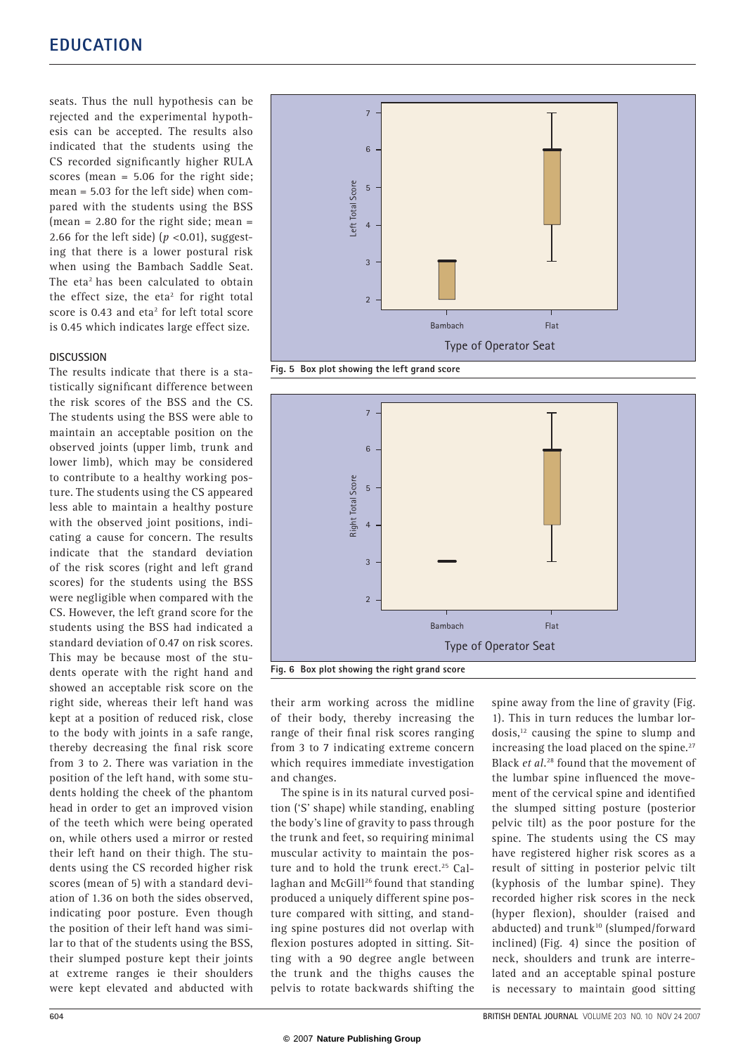seats. Thus the null hypothesis can be rejected and the experimental hypothesis can be accepted. The results also indicated that the students using the CS recorded significantly higher RULA scores (mean = 5.06 for the right side; mean = 5.03 for the left side) when compared with the students using the BSS (mean = 2.80 for the right side; mean = 2.66 for the left side) ($p$ <0.01), suggesting that there is a lower postural risk when using the Bambach Saddle Seat. The eta$^2$ has been calculated to obtain the effect size, the eta$^2$ for right total score is 0.43 and eta$^2$ for left total score is 0.45 which indicates large effect size.

## DISCUSSION

The results indicate that there is a statistically significant difference between the risk scores of the BSS and the CS. The students using the BSS were able to maintain an acceptable position on the observed joints (upper limb, trunk and lower limb), which may be considered to contribute to a healthy working posture. The students using the CS appeared less able to maintain a healthy posture with the observed joint positions, indicating a cause for concern. The results indicate that the standard deviation of the risk scores (right and left grand scores) for the students using the BSS were negligible when compared with the CS. However, the left grand score for the students using the BSS had indicated a standard deviation of 0.47 on risk scores. This may be because most of the students operate with the right hand and showed an acceptable risk score on the right side, whereas their left hand was kept at a position of reduced risk, close to the body with joints in a safe range, thereby decreasing the final risk score from 3 to 2. There was variation in the position of the left hand, with some students holding the cheek of the phantom head in order to get an improved vision of the teeth which were being operated on, while others used a mirror or rested their left hand on their thigh. The students using the CS recorded higher risk scores (mean of 5) with a standard deviation of 1.36 on both the sides observed, indicating poor posture. Even though the position of their left hand was similar to that of the students using the BSS, their slumped posture kept their joints at extreme ranges ie their shoulders were kept elevated and abducted with their arm working across the midline of their body, thereby increasing the range of their final risk scores ranging from 3 to 7 indicating extreme concern which requires immediate investigation and changes.

**Fig. 5 Box plot showing the left grand score**

**Fig. 6 Box plot showing the right grand score**

The spine is in its natural curved position ('S' shape) while standing, enabling the body's line of gravity to pass through the trunk and feet, so requiring minimal muscular activity to maintain the posture and to hold the trunk erect.[25] Callaghan and McGill[26] found that standing produced a uniquely different spine posture compared with sitting, and standing spine postures did not overlap with flexion postures adopted in sitting. Sitting with a 90 degree angle between the trunk and the thighs causes the pelvis to rotate backwards shifting the spine away from the line of gravity (Fig. 1). This in turn reduces the lumbar lordosis,[12] causing the spine to slump and increasing the load placed on the spine.[27] Black *et al.*[28] found that the movement of the lumbar spine influenced the movement of the cervical spine and identified the slumped sitting posture (posterior pelvic tilt) as the poor posture for the spine. The students using the CS may have registered higher risk scores as a result of sitting in posterior pelvic tilt (kyphosis of the lumbar spine). They recorded higher risk scores in the neck (hyper flexion), shoulder (raised and abducted) and trunk[10] (slumped/forward inclined) (Fig. 4) since the position of neck, shoulders and trunk are interrelated and an acceptable spinal posture is necessary to maintain good sitting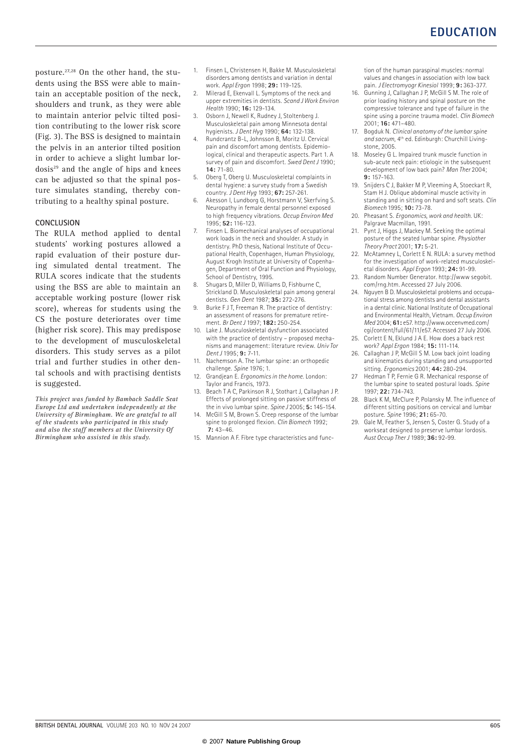posture.[27,28] On the other hand, the students using the BSS were able to maintain an acceptable position of the neck, shoulders and trunk, as they were able to maintain anterior pelvic tilted position contributing to the lower risk score (Fig. 3). The BSS is designed to maintain the pelvis in an anterior tilted position in order to achieve a slight lumbar lordosis[29] and the angle of hips and knees can be adjusted so that the spinal posture simulates standing, thereby contributing to a healthy spinal posture.

## CONCLUSION

The RULA method applied to dental students' working postures allowed a rapid evaluation of their posture during simulated dental treatment. The RULA scores indicate that the students using the BSS are able to maintain an acceptable working posture (lower risk score), whereas for students using the CS the posture deteriorates over time (higher risk score). This may predispose to the development of musculoskeletal disorders. This study serves as a pilot trial and further studies in other dental schools and with practising dentists is suggested.

*This project was funded by Bambach Saddle Seat Europe Ltd and undertaken independently at the University of Birmingham. We are grateful to all of the students who participated in this study and also the staff members at the University Of Birmingham who assisted in this study.*

1. Finsen L, Christensen H, Bakke M. Musculoskeletal disorders among dentists and variation in dental work. *Appl Ergon* 1998; **29:** 119-125.
2. Milerad E, Ekenvall L. Symptoms of the neck and upper extremities in dentists. *Scand J Work Environ Health* 1990; **16:** 129-134.
3. Osborn J, Newell K, Rudney J, Stoltenberg J. Musculoskeletal pain among Minnesota dental hygienists. *J Dent Hyg* 1990; **64:** 132-138.
4. Rundcrantz B-L, Johnsson B, Moritz U. Cervical pain and discomfort among dentists. Epidemiological, clinical and therapeutic aspects. Part 1. A survey of pain and discomfort. *Swed Dent J* 1990; **14:** 71-80.
5. Oberg T, Oberg U. Musculoskeletal complaints in dental hygiene: a survey study from a Swedish country. *J Dent Hyg* 1993; **67:** 257-261.
6. Akesson I, Lundborg G, Horstmann V, Skerfving S. Neuropathy in female dental personnel exposed to high frequency vibrations. *Occup Environ Med* 1995; **52:** 116-123.
7. Finsen L. Biomechanical analyses of occupational work loads in the neck and shoulder. A study in dentistry. PhD thesis, National Institute of Occupational Health, Copenhagen, Human Physiology, August Krogh Institute at University of Copenhagen, Department of Oral Function and Physiology, School of Dentistry, 1995.
8. Shugars D, Miller D, Williams D, Fishburne C, Strickland D. Musculoskeletal pain among general dentists. *Gen Dent* 1987; **35:** 272-276.
9. Burke F J T, Freeman R. The practice of dentistry: an assessment of reasons for premature retirement. *Br Dent J* 1997; **182:** 250-254.
10. Lake J. Musculoskeletal dysfunction associated with the practice of dentistry – proposed mechanisms and management: literature review. *Univ Tor Dent J* 1995; **9:** 7-11.
11. Nachemson A. The lumbar spine: an orthopedic challenge. *Spine* 1976; 1.
12. Grandjean E. *Ergonomics in the home.* London: Taylor and Francis, 1973.
13. Beach T A C, Parkinson R J, Stothart J, Callaghan J P. Effects of prolonged sitting on passive stiffness of the in vivo lumbar spine. *Spine J* 2005; **5:** 145-154.
14. McGill S M, Brown S. Creep response of the lumbar spine to prolonged flexion. *Clin Biomech* 1992; **7:** 43–46.
15. Mannion A F. Fibre type characteristics and function of the human paraspinal muscles: normal values and changes in association with low back pain. *J Electromyogr Kinesiol* 1999; **9:** 363-377.
16. Gunning J, Callaghan J P, McGill S M. The role of prior loading history and spinal posture on the compressive tolerance and type of failure in the spine using a porcine trauma model. *Clin Biomech* 2001; **16:** 471–480.
17. Bogduk N. *Clinical anatomy of the lumbar spine and sacrum*, 4th ed. Edinburgh: Churchill Livingstone, 2005.
18. Moseley G L. Impaired trunk muscle function in sub-acute neck pain: etiologic in the subsequent development of low back pain? *Man Ther* 2004; **9:** 157-163.
19. Snijders C J, Bakker M P, Vleeming A, Stoeckart R, Stam H J. Oblique abdominal muscle activity in standing and in sitting on hard and soft seats. *Clin Biomech* 1995; **10:** 73-78.
20. Pheasant S. *Ergonomics, work and health.* UK: Palgrave Macmillan, 1991.
21. Pynt J, Higgs J, Mackey M. Seeking the optimal posture of the seated lumbar spine. *Physiother Theory Pract* 2001; **17:** 5-21.
22. McAtamney L, Corlett E N. RULA: a survey method for the investigation of work-related musculoskeletal disorders. *Appl Ergon* 1993; **24:** 91-99.
23. Random Number Generator. http://www segobit.com/rng.htm. Accessed 27 July 2006.
24. Nguyen B D. Musculoskeletal problems and occupational stress among dentists and dental assistants in a dental clinic. National Institute of Occupational and Environmental Health, Vietnam. *Occup Environ Med* 2004; **61:** e57. http://www.occenvmed.com/cgi/content/full/61/11/e57. Accessed 27 July 2006.
25. Corlett E N, Eklund J A E. How does a back rest work? *Appl Ergon* 1984; **15:** 111-114.
26. Callaghan J P, McGill S M. Low back joint loading and kinematics during standing and unsupported sitting. *Ergonomics* 2001; **44:** 280-294.
27. Hedman T P, Fernie G R. Mechanical response of the lumbar spine to seated postural loads. *Spine* 1997; **22:** 734-743.
28. Black K M, McClure P, Polansky M. The influence of different sitting positions on cervical and lumbar posture. *Spine* 1996; **21:** 65-70.
29. Gale M, Feather S, Jensen S, Coster G. Study of a workseat designed to preserve lumbar lordosis. *Aust Occup Ther J* 1989; **36:** 92-99.